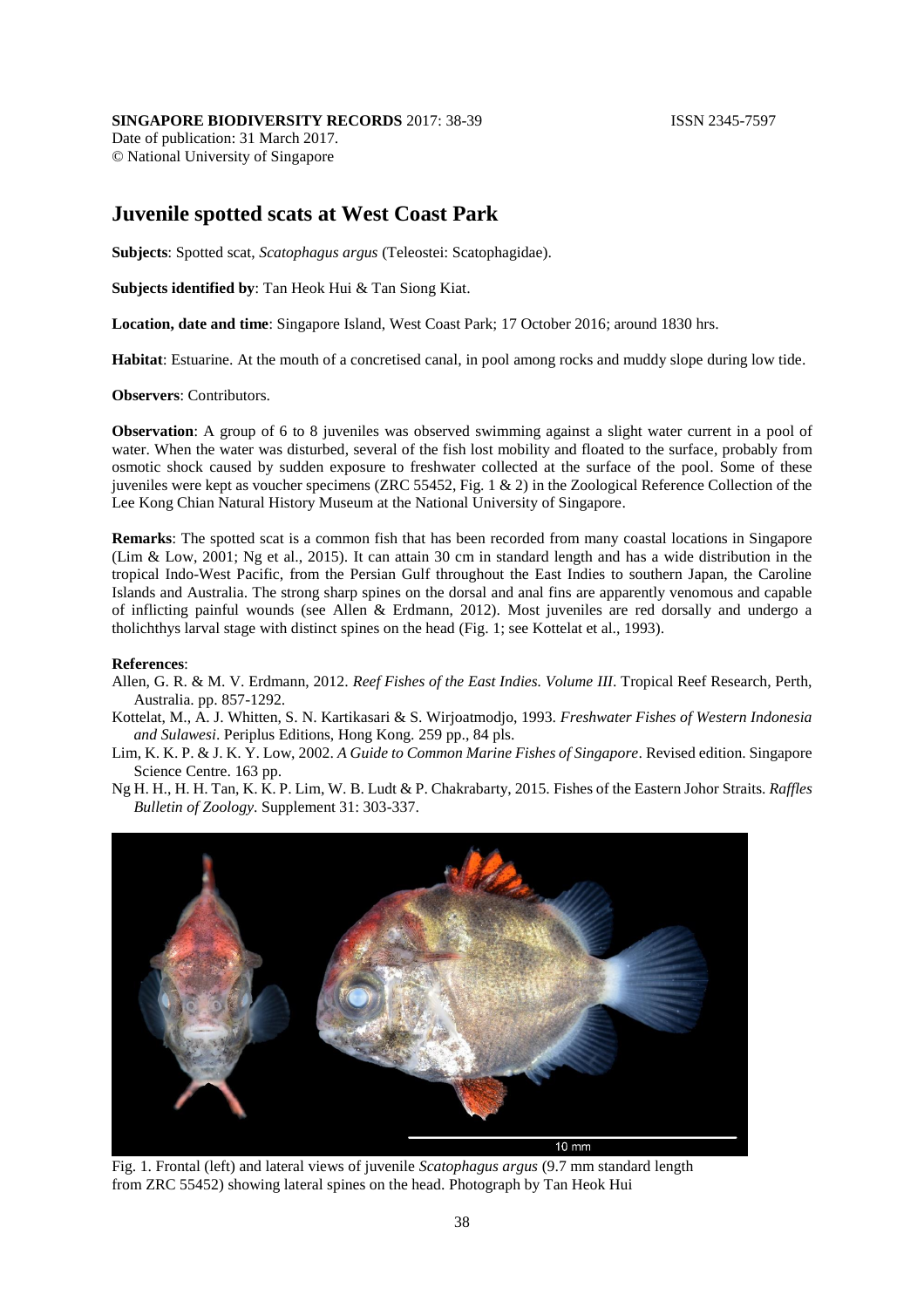**SINGAPORE BIODIVERSITY RECORDS** 2017: 38-39 ISSN 2345-7597

Date of publication: 31 March 2017.

© National University of Singapore

# Juvenile spotted scats at West Coast Park

**Subjects**: Spotted scat, *Scatophagus argus* (Teleostei: Scatophagidae).

**Subjects identified by**: Tan Heok Hui & Tan Siong Kiat.

**Location, date and time**: Singapore Island, West Coast Park; 17 October 2016; around 1830 hrs.

**Habitat**: Estuarine. At the mouth of a concretised canal, in pool among rocks and muddy slope during low tide.

**Observers**: Contributors.

**Observation**: A group of 6 to 8 juveniles was observed swimming against a slight water current in a pool of water. When the water was disturbed, several of the fish lost mobility and floated to the surface, probably from osmotic shock caused by sudden exposure to freshwater collected at the surface of the pool. Some of these juveniles were kept as voucher specimens (ZRC 55452, Fig. 1 & 2) in the Zoological Reference Collection of the Lee Kong Chian Natural History Museum at the National University of Singapore.

**Remarks**: The spotted scat is a common fish that has been recorded from many coastal locations in Singapore (Lim & Low, 2001; Ng et al., 2015). It can attain 30 cm in standard length and has a wide distribution in the tropical Indo-West Pacific, from the Persian Gulf throughout the East Indies to southern Japan, the Caroline Islands and Australia. The strong sharp spines on the dorsal and anal fins are apparently venomous and capable of inflicting painful wounds (see Allen & Erdmann, 2012). Most juveniles are red dorsally and undergo a tholichthys larval stage with distinct spines on the head (Fig. 1; see Kottelat et al., 1993).

**References**:

Allen, G. R. & M. V. Erdmann, 2012. *Reef Fishes of the East Indies. Volume III*. Tropical Reef Research, Perth, Australia. pp. 857-1292.

Kottelat, M., A. J. Whitten, S. N. Kartikasari & S. Wirjoatmodjo, 1993. *Freshwater Fishes of Western Indonesia and Sulawesi*. Periplus Editions, Hong Kong. 259 pp., 84 pls.

Lim, K. K. P. & J. K. Y. Low, 2002. *A Guide to Common Marine Fishes of Singapore*. Revised edition. Singapore Science Centre. 163 pp.

Ng H. H., H. H. Tan, K. K. P. Lim, W. B. Ludt & P. Chakrabarty, 2015. Fishes of the Eastern Johor Straits. *Raffles Bulletin of Zoology*. Supplement 31: 303-337.

Fig. 1. Frontal (left) and lateral views of juvenile *Scatophagus argus* (9.7 mm standard length from ZRC 55452) showing lateral spines on the head. Photograph by Tan Heok Hui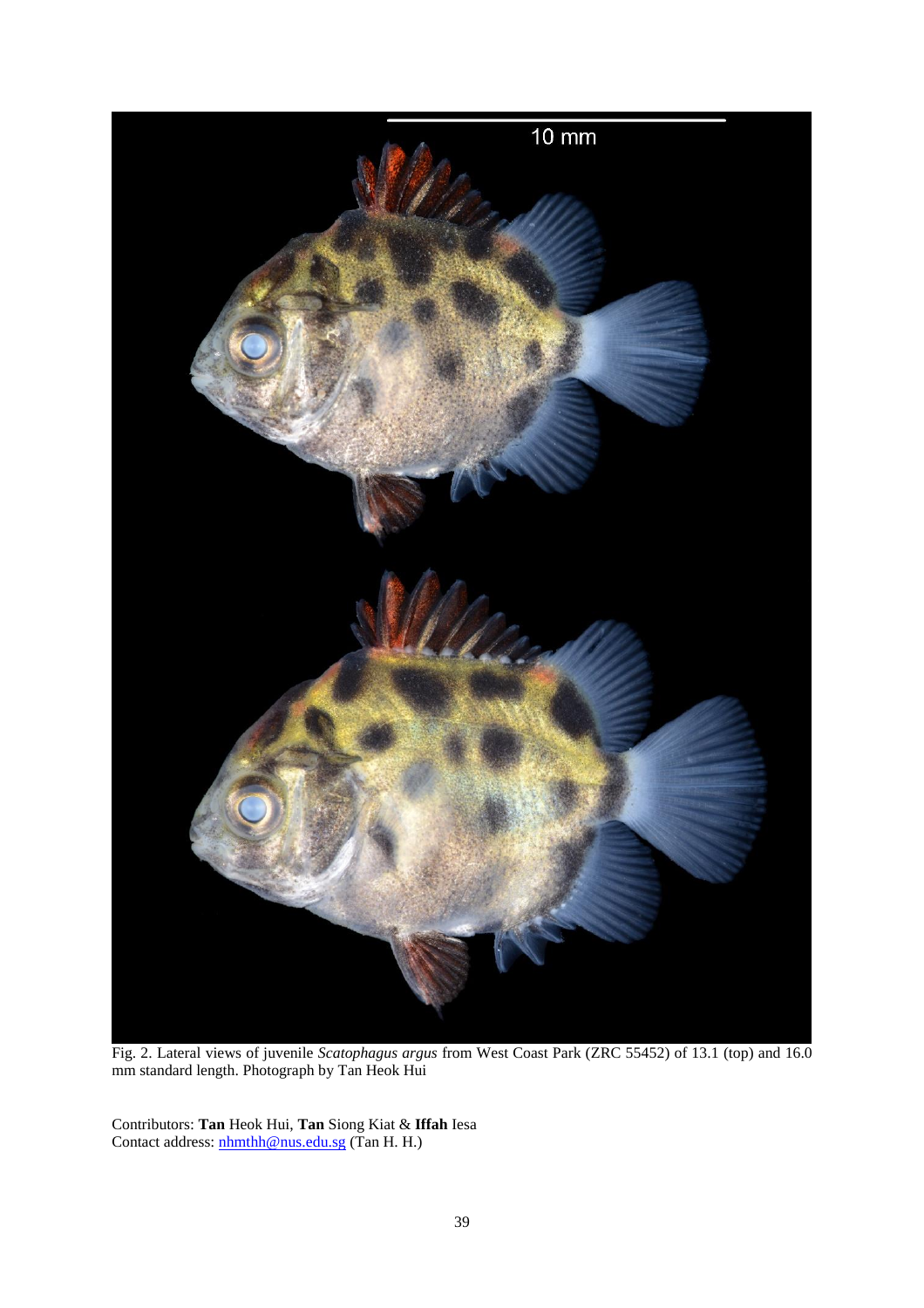Fig. 2. Lateral views of juvenile *Scatophagus argus* from West Coast Park (ZRC 55452) of 13.1 (top) and 16.0 mm standard length. Photograph by Tan Heok Hui

Contributors: **Tan** Heok Hui, **Tan** Siong Kiat & **Iffah** Iesa
Contact address: nhmthh@nus.edu.sg (Tan H. H.)